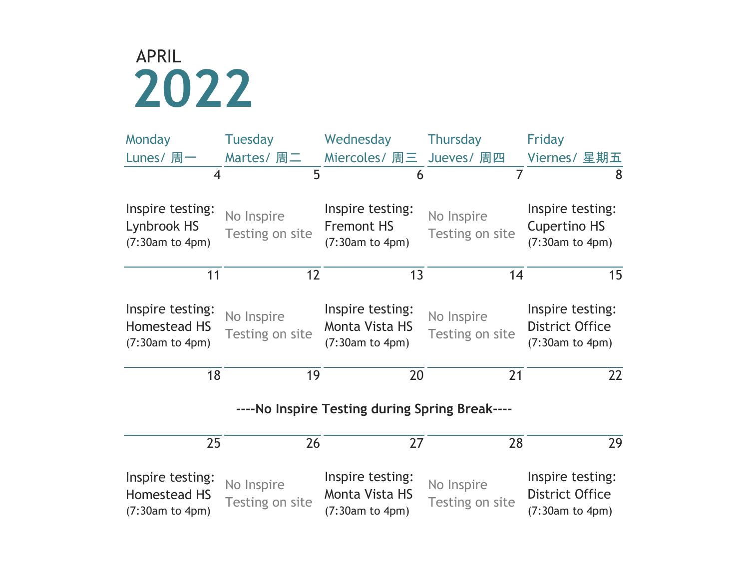APRIL

# 2022

| Monday Lunes/ 周一 | Tuesday Martes/ 周二 | Wednesday Miercoles/ 周三 | Thursday Jueves/ 周四 | Friday Viernes/ 星期五 |
|---|---|---|---|---|
| 4 | 5 | 6 | 7 | 8 |
| Inspire testing: Lynbrook HS (7:30am to 4pm) | No Inspire Testing on site | Inspire testing: Fremont HS (7:30am to 4pm) | No Inspire Testing on site | Inspire testing: Cupertino HS (7:30am to 4pm) |
| 11 | 12 | 13 | 14 | 15 |
| Inspire testing: Homestead HS (7:30am to 4pm) | No Inspire Testing on site | Inspire testing: Monta Vista HS (7:30am to 4pm) | No Inspire Testing on site | Inspire testing: District Office (7:30am to 4pm) |
| 18 | 19 | 20 | 21 | 22 |
| **----No Inspire Testing during Spring Break----** | | | | |
| 25 | 26 | 27 | 28 | 29 |
| Inspire testing: Homestead HS (7:30am to 4pm) | No Inspire Testing on site | Inspire testing: Monta Vista HS (7:30am to 4pm) | No Inspire Testing on site | Inspire testing: District Office (7:30am to 4pm) |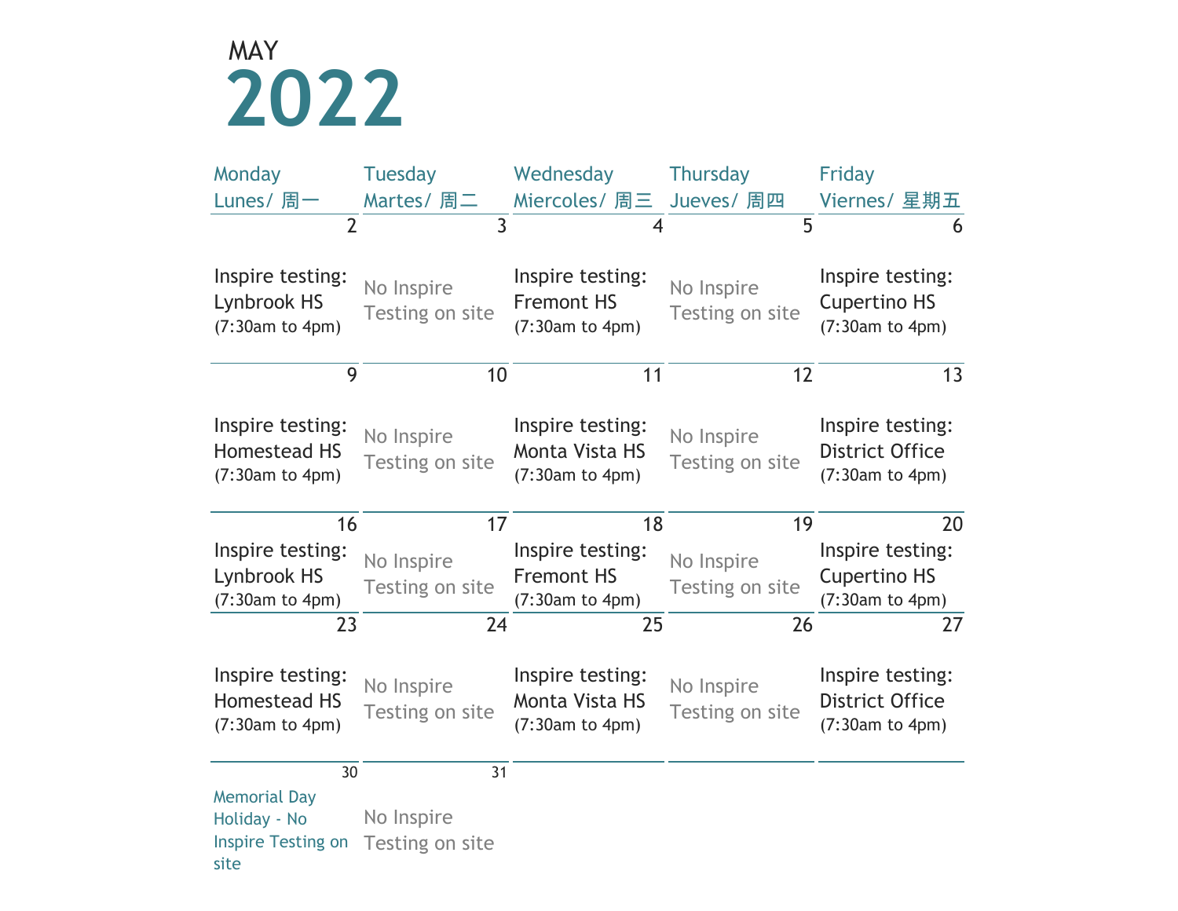MAY

# 2022

| Monday Lunes/ 周一 | Tuesday Martes/ 周二 | Wednesday Miercoles/ 周三 | Thursday Jueves/ 周四 | Friday Viernes/ 星期五 |
|---|---|---|---|---|
| 2<br>Inspire testing: Lynbrook HS (7:30am to 4pm) | 3<br>No Inspire Testing on site | 4<br>Inspire testing: Fremont HS (7:30am to 4pm) | 5<br>No Inspire Testing on site | 6<br>Inspire testing: Cupertino HS (7:30am to 4pm) |
| 9<br>Inspire testing: Homestead HS (7:30am to 4pm) | 10<br>No Inspire Testing on site | 11<br>Inspire testing: Monta Vista HS (7:30am to 4pm) | 12<br>No Inspire Testing on site | 13<br>Inspire testing: District Office (7:30am to 4pm) |
| 16<br>Inspire testing: Lynbrook HS (7:30am to 4pm) | 17<br>No Inspire Testing on site | 18<br>Inspire testing: Fremont HS (7:30am to 4pm) | 19<br>No Inspire Testing on site | 20<br>Inspire testing: Cupertino HS (7:30am to 4pm) |
| 23<br>Inspire testing: Homestead HS (7:30am to 4pm) | 24<br>No Inspire Testing on site | 25<br>Inspire testing: Monta Vista HS (7:30am to 4pm) | 26<br>No Inspire Testing on site | 27<br>Inspire testing: District Office (7:30am to 4pm) |
| 30<br>Memorial Day Holiday - No Inspire Testing on site | 31<br>No Inspire Testing on site | | | |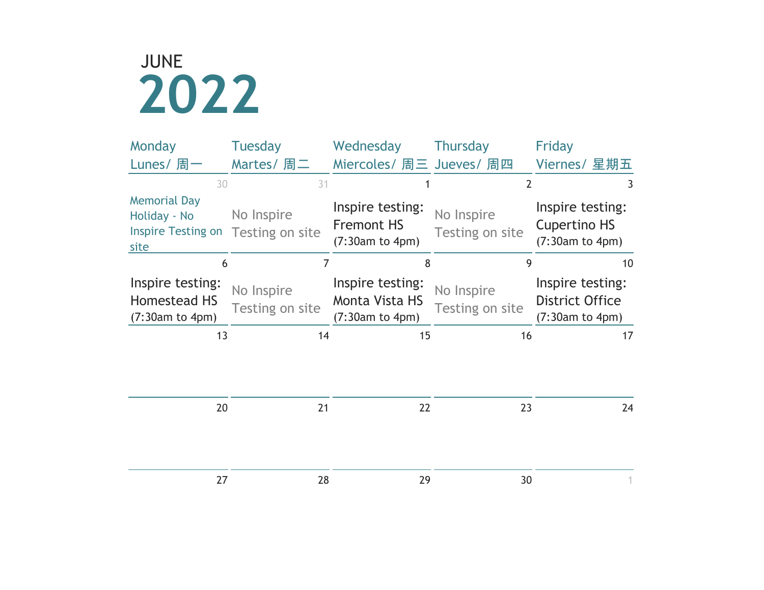JUNE

# 2022

| Monday<br>Lunes/ 周一 | Tuesday<br>Martes/ 周二 | Wednesday<br>Miercoles/ 周三 | Thursday<br>Jueves/ 周四 | Friday<br>Viernes/ 星期五 |
|---|---|---|---|---|
| 30<br>Memorial Day Holiday - No Inspire Testing on site | 31<br>No Inspire Testing on site | 1<br>Inspire testing: Fremont HS (7:30am to 4pm) | 2<br>No Inspire Testing on site | 3<br>Inspire testing: Cupertino HS (7:30am to 4pm) |
| 6<br>Inspire testing: Homestead HS (7:30am to 4pm) | 7<br>No Inspire Testing on site | 8<br>Inspire testing: Monta Vista HS (7:30am to 4pm) | 9<br>No Inspire Testing on site | 10<br>Inspire testing: District Office (7:30am to 4pm) |
| 13 | 14 | 15 | 16 | 17 |
| 20 | 21 | 22 | 23 | 24 |
| 27 | 28 | 29 | 30 | 1 |